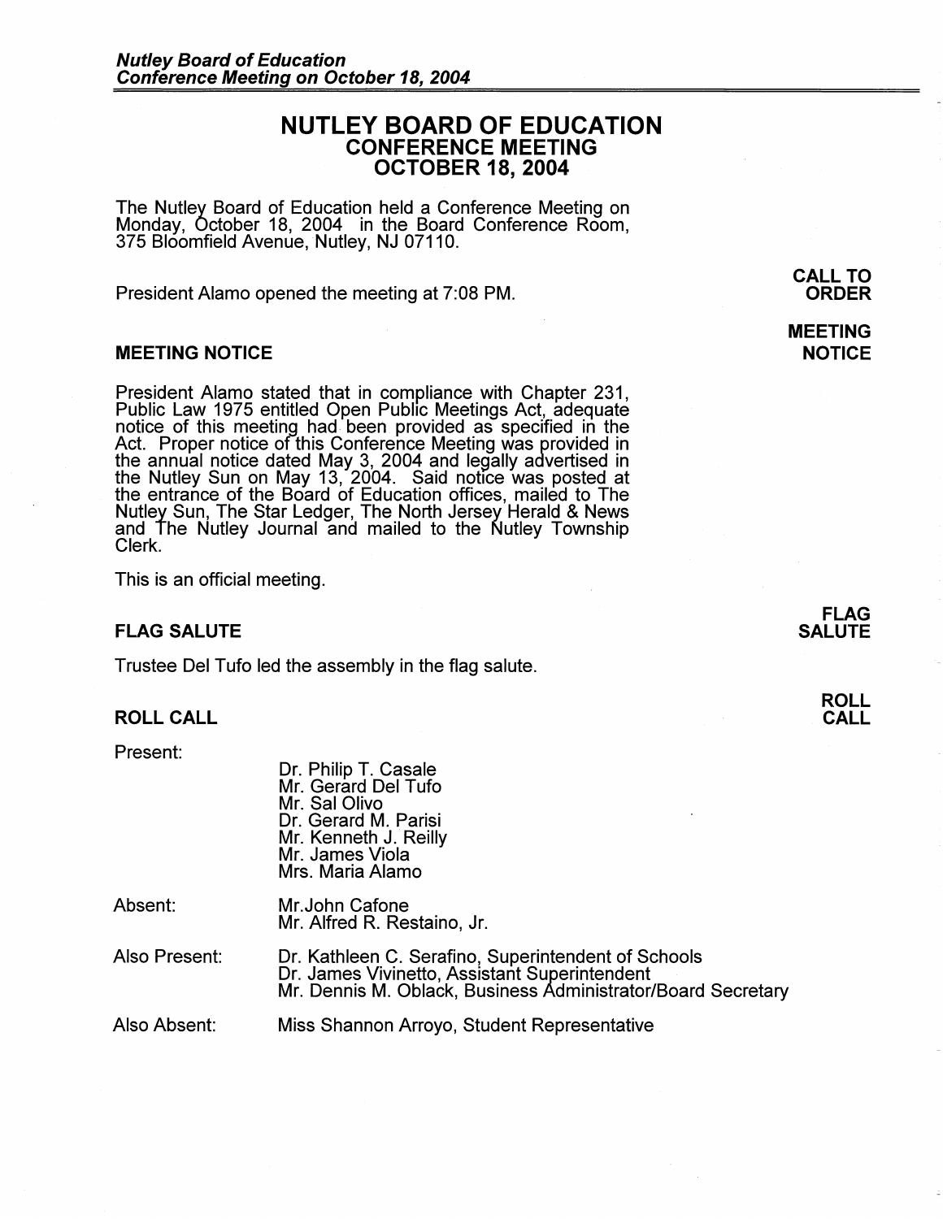# NUTLEY BOARD OF EDUCATION
## CONFERENCE MEETING
## OCTOBER 18, 2004

The Nutley Board of Education held a Conference Meeting on Monday, October 18, 2004 in the Board Conference Room, 375 Bloomfield Avenue, Nutley, NJ 07110.

**CALL TO ORDER**

President Alamo opened the meeting at 7:08 PM.

### MEETING NOTICE

President Alamo stated that in compliance with Chapter 231, Public Law 1975 entitled Open Public Meetings Act, adequate notice of this meeting had been provided as specified in the Act. Proper notice of this Conference Meeting was provided in the annual notice dated May 3, 2004 and legally advertised in the Nutley Sun on May 13, 2004. Said notice was posted at the entrance of the Board of Education offices, mailed to The Nutley Sun, The Star Ledger, The North Jersey Herald & News and The Nutley Journal and mailed to the Nutley Township Clerk.

This is an official meeting.

### FLAG SALUTE

Trustee Del Tufo led the assembly in the flag salute.

### ROLL CALL

| | |
|---|---|
| Present: | Dr. Philip T. Casale<br>Mr. Gerard Del Tufo<br>Mr. Sal Olivo<br>Dr. Gerard M. Parisi<br>Mr. Kenneth J. Reilly<br>Mr. James Viola<br>Mrs. Maria Alamo |
| Absent: | Mr.John Cafone<br>Mr. Alfred R. Restaino, Jr. |
| Also Present: | Dr. Kathleen C. Serafino, Superintendent of Schools<br>Dr. James Vivinetto, Assistant Superintendent<br>Mr. Dennis M. Oblack, Business Administrator/Board Secretary |
| Also Absent: | Miss Shannon Arroyo, Student Representative |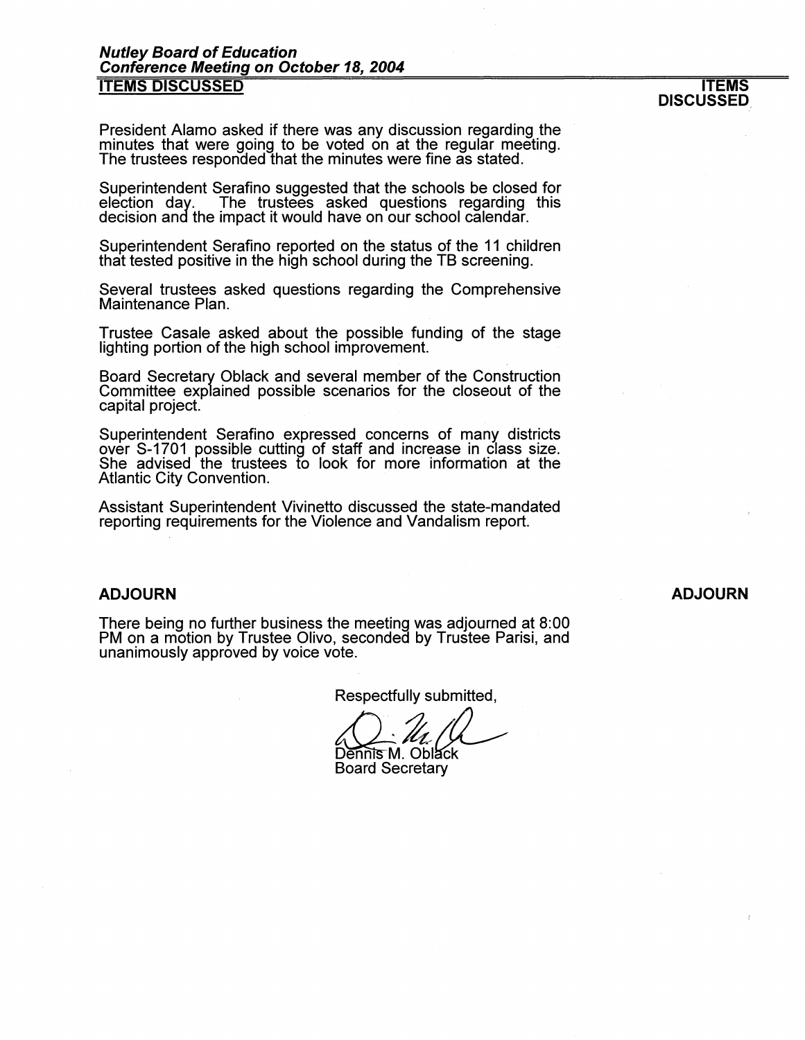**ITEMS DISCUSSED**

President Alamo asked if there was any discussion regarding the minutes that were going to be voted on at the regular meeting. The trustees responded that the minutes were fine as stated.

Superintendent Serafino suggested that the schools be closed for election day. The trustees asked questions regarding this decision and the impact it would have on our school calendar.

Superintendent Serafino reported on the status of the 11 children that tested positive in the high school during the TB screening.

Several trustees asked questions regarding the Comprehensive Maintenance Plan.

Trustee Casale asked about the possible funding of the stage lighting portion of the high school improvement.

Board Secretary Oblack and several member of the Construction Committee explained possible scenarios for the closeout of the capital project.

Superintendent Serafino expressed concerns of many districts over S-1701 possible cutting of staff and increase in class size. She advised the trustees to look for more information at the Atlantic City Convention.

Assistant Superintendent Vivinetto discussed the state-mandated reporting requirements for the Violence and Vandalism report.

**ADJOURN**

There being no further business the meeting was adjourned at 8:00 PM on a motion by Trustee Olivo, seconded by Trustee Parisi, and unanimously approved by voice vote.

Respectfully submitted,

Dennis M. Oblack
Board Secretary